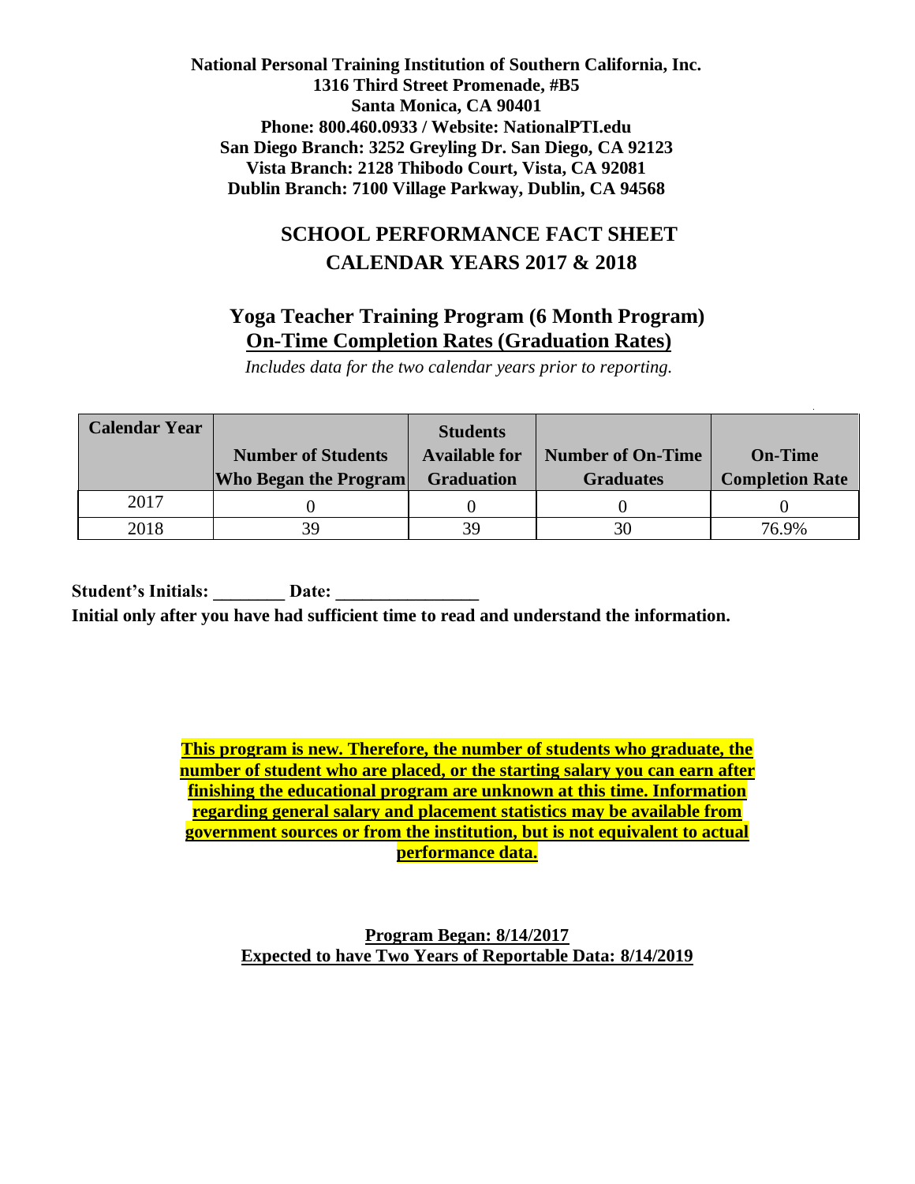**National Personal Training Institution of Southern California, Inc.**
**1316 Third Street Promenade, #B5**
**Santa Monica, CA 90401**
**Phone: 800.460.0933 / Website: NationalPTI.edu**
**San Diego Branch: 3252 Greyling Dr. San Diego, CA 92123**
**Vista Branch: 2128 Thibodo Court, Vista, CA 92081**
**Dublin Branch: 7100 Village Parkway, Dublin, CA 94568**

# SCHOOL PERFORMANCE FACT SHEET
# CALENDAR YEARS 2017 & 2018

## Yoga Teacher Training Program (6 Month Program)
## On-Time Completion Rates (Graduation Rates)

*Includes data for the two calendar years prior to reporting.*

| Calendar Year | Number of Students Who Began the Program | Students Available for Graduation | Number of On-Time Graduates | On-Time Completion Rate |
|---|---|---|---|---|
| 2017 | 0 | 0 | 0 | 0 |
| 2018 | 39 | 39 | 30 | 76.9% |

**Student's Initials: ________ Date: ________________**
**Initial only after you have had sufficient time to read and understand the information.**

**This program is new. Therefore, the number of students who graduate, the number of student who are placed, or the starting salary you can earn after finishing the educational program are unknown at this time. Information regarding general salary and placement statistics may be available from government sources or from the institution, but is not equivalent to actual performance data.**

**Program Began: 8/14/2017**
**Expected to have Two Years of Reportable Data: 8/14/2019**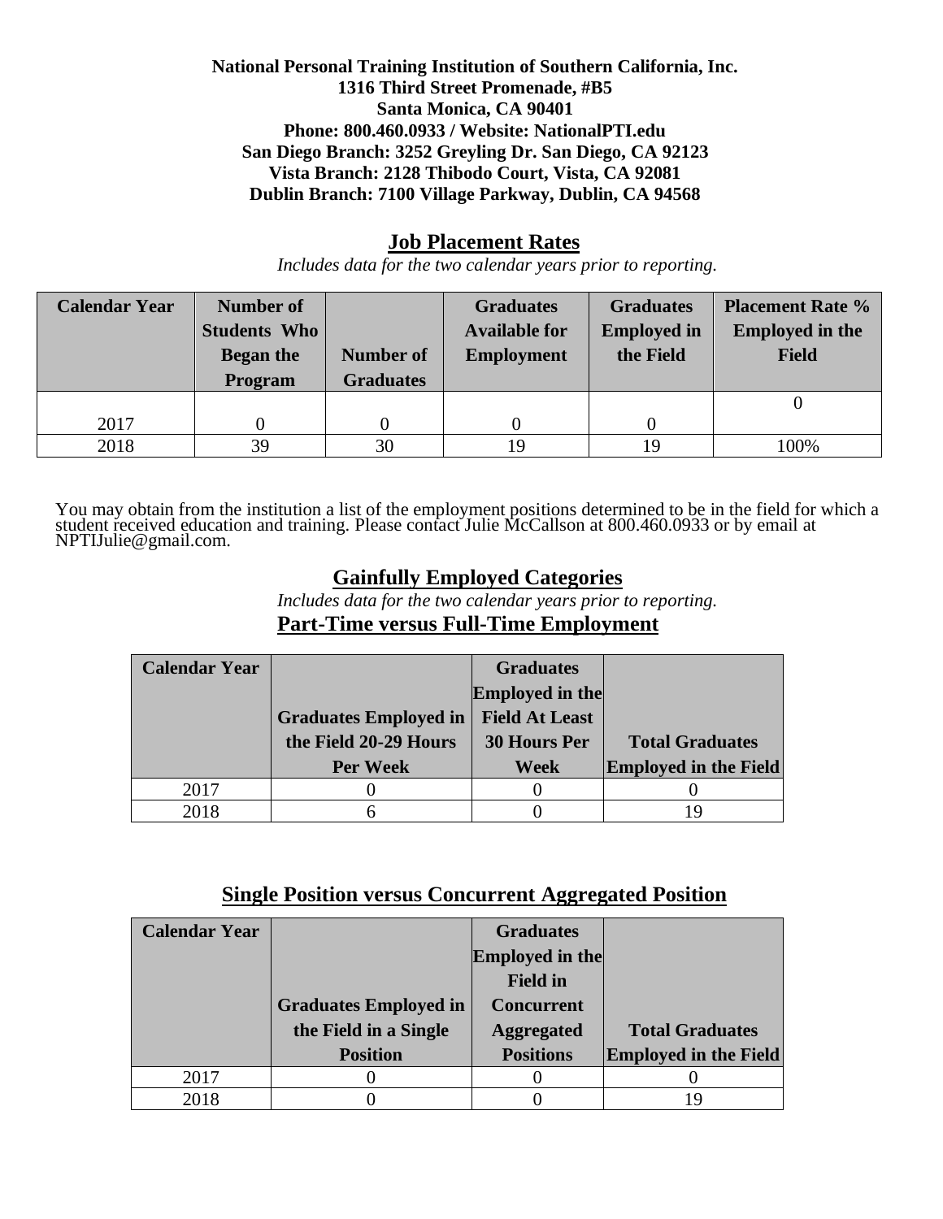**National Personal Training Institution of Southern California, Inc.**
**1316 Third Street Promenade, #B5**
**Santa Monica, CA 90401**
**Phone: 800.460.0933 / Website: NationalPTI.edu**
**San Diego Branch: 3252 Greyling Dr. San Diego, CA 92123**
**Vista Branch: 2128 Thibodo Court, Vista, CA 92081**
**Dublin Branch: 7100 Village Parkway, Dublin, CA 94568**

## Job Placement Rates

*Includes data for the two calendar years prior to reporting.*

| Calendar Year | Number of Students Who Began the Program | Number of Graduates | Graduates Available for Employment | Graduates Employed in the Field | Placement Rate % Employed in the Field |
|---|---|---|---|---|---|
| 2017 | 0 | 0 | 0 | 0 | 0 |
| 2018 | 39 | 30 | 19 | 19 | 100% |

You may obtain from the institution a list of the employment positions determined to be in the field for which a student received education and training. Please contact Julie McCallson at 800.460.0933 or by email at NPTIJulie@gmail.com.

## Gainfully Employed Categories

*Includes data for the two calendar years prior to reporting.*

### Part-Time versus Full-Time Employment

| Calendar Year | Graduates Employed in the Field 20-29 Hours Per Week | Graduates Employed in the Field At Least 30 Hours Per Week | Total Graduates Employed in the Field |
|---|---|---|---|
| 2017 | 0 | 0 | 0 |
| 2018 | 6 | 0 | 19 |

### Single Position versus Concurrent Aggregated Position

| Calendar Year | Graduates Employed in the Field in a Single Position | Graduates Employed in the Field in Concurrent Aggregated Positions | Total Graduates Employed in the Field |
|---|---|---|---|
| 2017 | 0 | 0 | 0 |
| 2018 | 0 | 0 | 19 |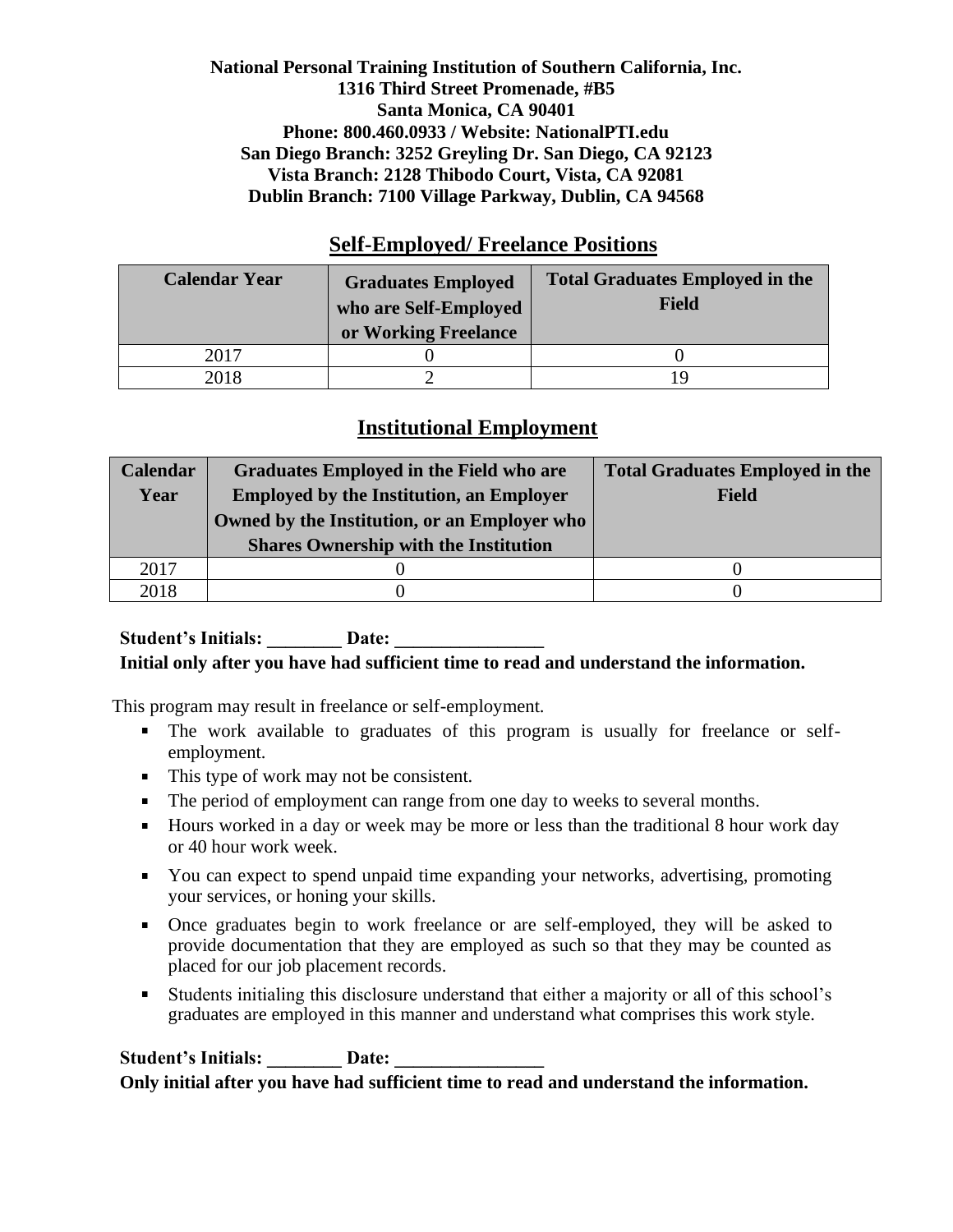**National Personal Training Institution of Southern California, Inc.**
**1316 Third Street Promenade, #B5**
**Santa Monica, CA 90401**
**Phone: 800.460.0933 / Website: NationalPTI.edu**
**San Diego Branch: 3252 Greyling Dr. San Diego, CA 92123**
**Vista Branch: 2128 Thibodo Court, Vista, CA 92081**
**Dublin Branch: 7100 Village Parkway, Dublin, CA 94568**

## Self-Employed/ Freelance Positions

| Calendar Year | Graduates Employed who are Self-Employed or Working Freelance | Total Graduates Employed in the Field |
|---|---|---|
| 2017 | 0 | 0 |
| 2018 | 2 | 19 |

## Institutional Employment

| Calendar Year | Graduates Employed in the Field who are Employed by the Institution, an Employer Owned by the Institution, or an Employer who Shares Ownership with the Institution | Total Graduates Employed in the Field |
|---|---|---|
| 2017 | 0 | 0 |
| 2018 | 0 | 0 |

**Student's Initials: ________ Date: ________________**
**Initial only after you have had sufficient time to read and understand the information.**

This program may result in freelance or self-employment.

- The work available to graduates of this program is usually for freelance or self-employment.
- This type of work may not be consistent.
- The period of employment can range from one day to weeks to several months.
- Hours worked in a day or week may be more or less than the traditional 8 hour work day or 40 hour work week.
- You can expect to spend unpaid time expanding your networks, advertising, promoting your services, or honing your skills.
- Once graduates begin to work freelance or are self-employed, they will be asked to provide documentation that they are employed as such so that they may be counted as placed for our job placement records.
- Students initialing this disclosure understand that either a majority or all of this school's graduates are employed in this manner and understand what comprises this work style.

**Student's Initials: ________ Date: ________________**
**Only initial after you have had sufficient time to read and understand the information.**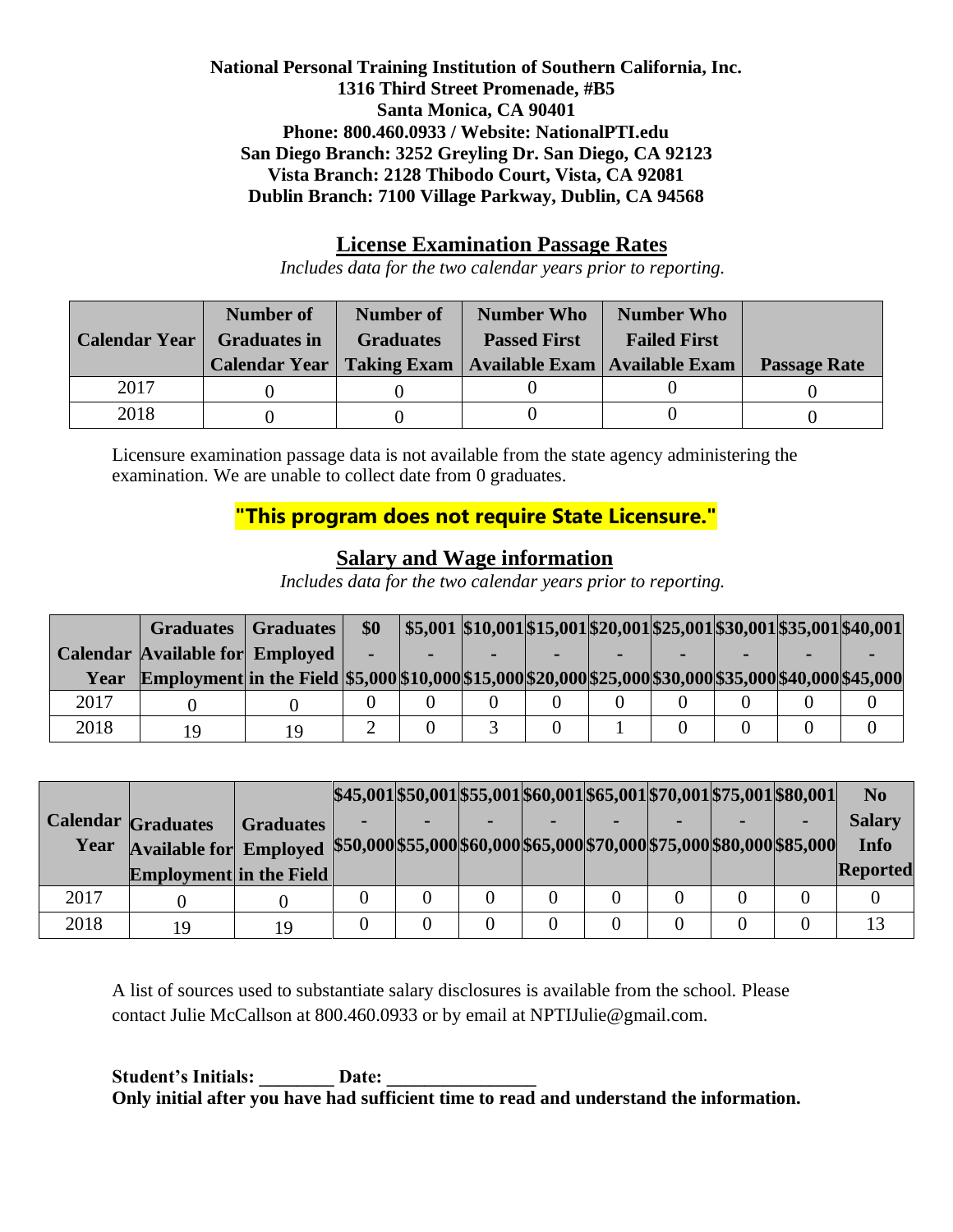**National Personal Training Institution of Southern California, Inc.**
**1316 Third Street Promenade, #B5**
**Santa Monica, CA 90401**
**Phone: 800.460.0933 / Website: NationalPTI.edu**
**San Diego Branch: 3252 Greyling Dr. San Diego, CA 92123**
**Vista Branch: 2128 Thibodo Court, Vista, CA 92081**
**Dublin Branch: 7100 Village Parkway, Dublin, CA 94568**

## License Examination Passage Rates

*Includes data for the two calendar years prior to reporting.*

| Calendar Year | Number of Graduates in Calendar Year | Number of Graduates Taking Exam | Number Who Passed First Available Exam | Number Who Failed First Available Exam | Passage Rate |
|---|---|---|---|---|---|
| 2017 | 0 | 0 | 0 | 0 | 0 |
| 2018 | 0 | 0 | 0 | 0 | 0 |

Licensure examination passage data is not available from the state agency administering the examination. We are unable to collect date from 0 graduates.

**"This program does not require State Licensure."**

## Salary and Wage information

*Includes data for the two calendar years prior to reporting.*

| Calendar Year | Graduates Available for Employment | Graduates Employed in the Field | $0 - $5,000 | $5,001 - $10,000 | $10,001 - $15,000 | $15,001 - $20,000 | $20,001 - $25,000 | $25,001 - $30,000 | $30,001 - $35,000 | $35,001 - $40,000 | $40,001 - $45,000 |
|---|---|---|---|---|---|---|---|---|---|---|---|
| 2017 | 0 | 0 | 0 | 0 | 0 | 0 | 0 | 0 | 0 | 0 | 0 |
| 2018 | 19 | 19 | 2 | 0 | 3 | 0 | 1 | 0 | 0 | 0 | 0 |

| Calendar Year | Graduates Available for Employment | Graduates Employed in the Field | $45,001 - $50,000 | $50,001 - $55,000 | $55,001 - $60,000 | $60,001 - $65,000 | $65,001 - $70,000 | $70,001 - $75,000 | $75,001 - $80,000 | $80,001 - $85,000 | No Salary Info Reported |
|---|---|---|---|---|---|---|---|---|---|---|---|
| 2017 | 0 | 0 | 0 | 0 | 0 | 0 | 0 | 0 | 0 | 0 | 0 |
| 2018 | 19 | 19 | 0 | 0 | 0 | 0 | 0 | 0 | 0 | 0 | 13 |

A list of sources used to substantiate salary disclosures is available from the school. Please contact Julie McCallson at 800.460.0933 or by email at NPTIJulie@gmail.com.

**Student's Initials: ________ Date: ________________**
**Only initial after you have had sufficient time to read and understand the information.**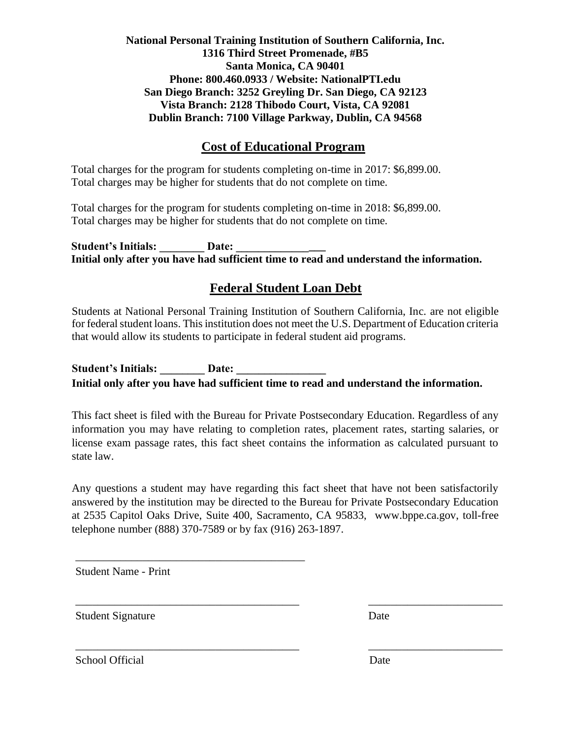**National Personal Training Institution of Southern California, Inc.**
**1316 Third Street Promenade, #B5**
**Santa Monica, CA 90401**
**Phone: 800.460.0933 / Website: NationalPTI.edu**
**San Diego Branch: 3252 Greyling Dr. San Diego, CA 92123**
**Vista Branch: 2128 Thibodo Court, Vista, CA 92081**
**Dublin Branch: 7100 Village Parkway, Dublin, CA 94568**

## Cost of Educational Program

Total charges for the program for students completing on-time in 2017: $6,899.00.
Total charges may be higher for students that do not complete on time.

Total charges for the program for students completing on-time in 2018: $6,899.00.
Total charges may be higher for students that do not complete on time.

**Student's Initials: ________ Date: ________________**
**Initial only after you have had sufficient time to read and understand the information.**

## Federal Student Loan Debt

Students at National Personal Training Institution of Southern California, Inc. are not eligible for federal student loans. This institution does not meet the U.S. Department of Education criteria that would allow its students to participate in federal student aid programs.

**Student's Initials: ________ Date: ________________**
**Initial only after you have had sufficient time to read and understand the information.**

This fact sheet is filed with the Bureau for Private Postsecondary Education. Regardless of any information you may have relating to completion rates, placement rates, starting salaries, or license exam passage rates, this fact sheet contains the information as calculated pursuant to state law.

Any questions a student may have regarding this fact sheet that have not been satisfactorily answered by the institution may be directed to the Bureau for Private Postsecondary Education at 2535 Capitol Oaks Drive, Suite 400, Sacramento, CA 95833, www.bppe.ca.gov, toll-free telephone number (888) 370-7589 or by fax (916) 263-1897.

__________________________________________
Student Name - Print

__________________________________________ ________________________
Student Signature Date

__________________________________________ ________________________
School Official Date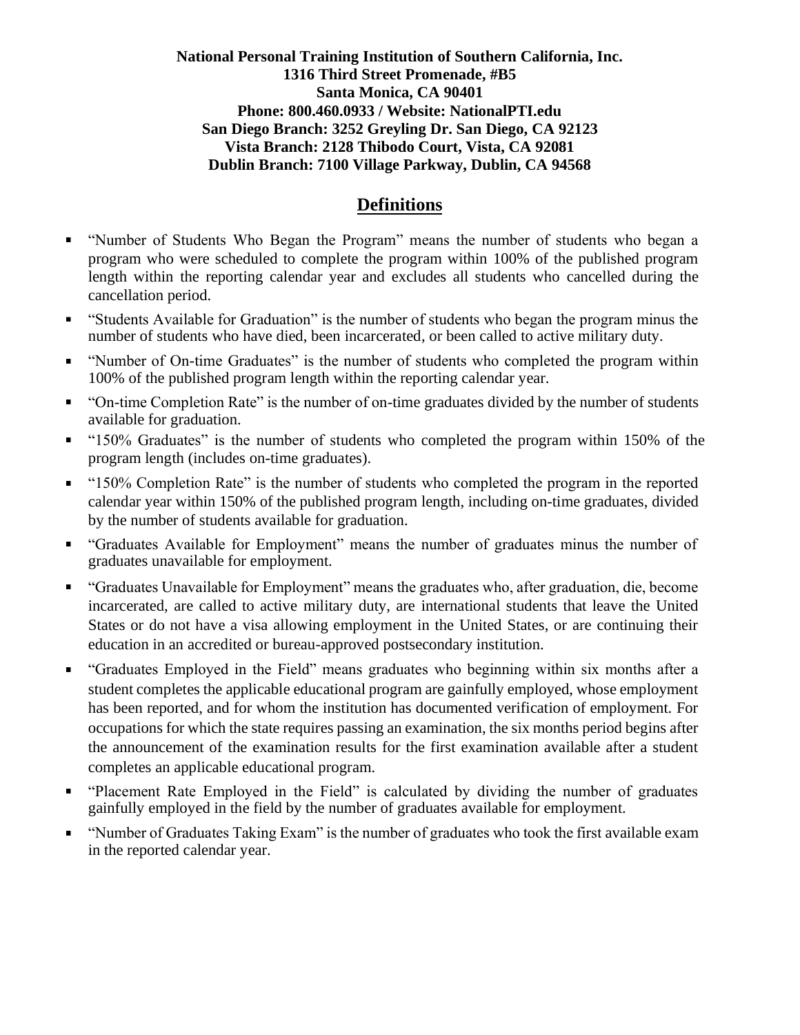**National Personal Training Institution of Southern California, Inc.**
**1316 Third Street Promenade, #B5**
**Santa Monica, CA 90401**
**Phone: 800.460.0933 / Website: NationalPTI.edu**
**San Diego Branch: 3252 Greyling Dr. San Diego, CA 92123**
**Vista Branch: 2128 Thibodo Court, Vista, CA 92081**
**Dublin Branch: 7100 Village Parkway, Dublin, CA 94568**

## Definitions

- "Number of Students Who Began the Program" means the number of students who began a program who were scheduled to complete the program within 100% of the published program length within the reporting calendar year and excludes all students who cancelled during the cancellation period.
- "Students Available for Graduation" is the number of students who began the program minus the number of students who have died, been incarcerated, or been called to active military duty.
- "Number of On-time Graduates" is the number of students who completed the program within 100% of the published program length within the reporting calendar year.
- "On-time Completion Rate" is the number of on-time graduates divided by the number of students available for graduation.
- "150% Graduates" is the number of students who completed the program within 150% of the program length (includes on-time graduates).
- "150% Completion Rate" is the number of students who completed the program in the reported calendar year within 150% of the published program length, including on-time graduates, divided by the number of students available for graduation.
- "Graduates Available for Employment" means the number of graduates minus the number of graduates unavailable for employment.
- "Graduates Unavailable for Employment" means the graduates who, after graduation, die, become incarcerated, are called to active military duty, are international students that leave the United States or do not have a visa allowing employment in the United States, or are continuing their education in an accredited or bureau-approved postsecondary institution.
- "Graduates Employed in the Field" means graduates who beginning within six months after a student completes the applicable educational program are gainfully employed, whose employment has been reported, and for whom the institution has documented verification of employment. For occupations for which the state requires passing an examination, the six months period begins after the announcement of the examination results for the first examination available after a student completes an applicable educational program.
- "Placement Rate Employed in the Field" is calculated by dividing the number of graduates gainfully employed in the field by the number of graduates available for employment.
- "Number of Graduates Taking Exam" is the number of graduates who took the first available exam in the reported calendar year.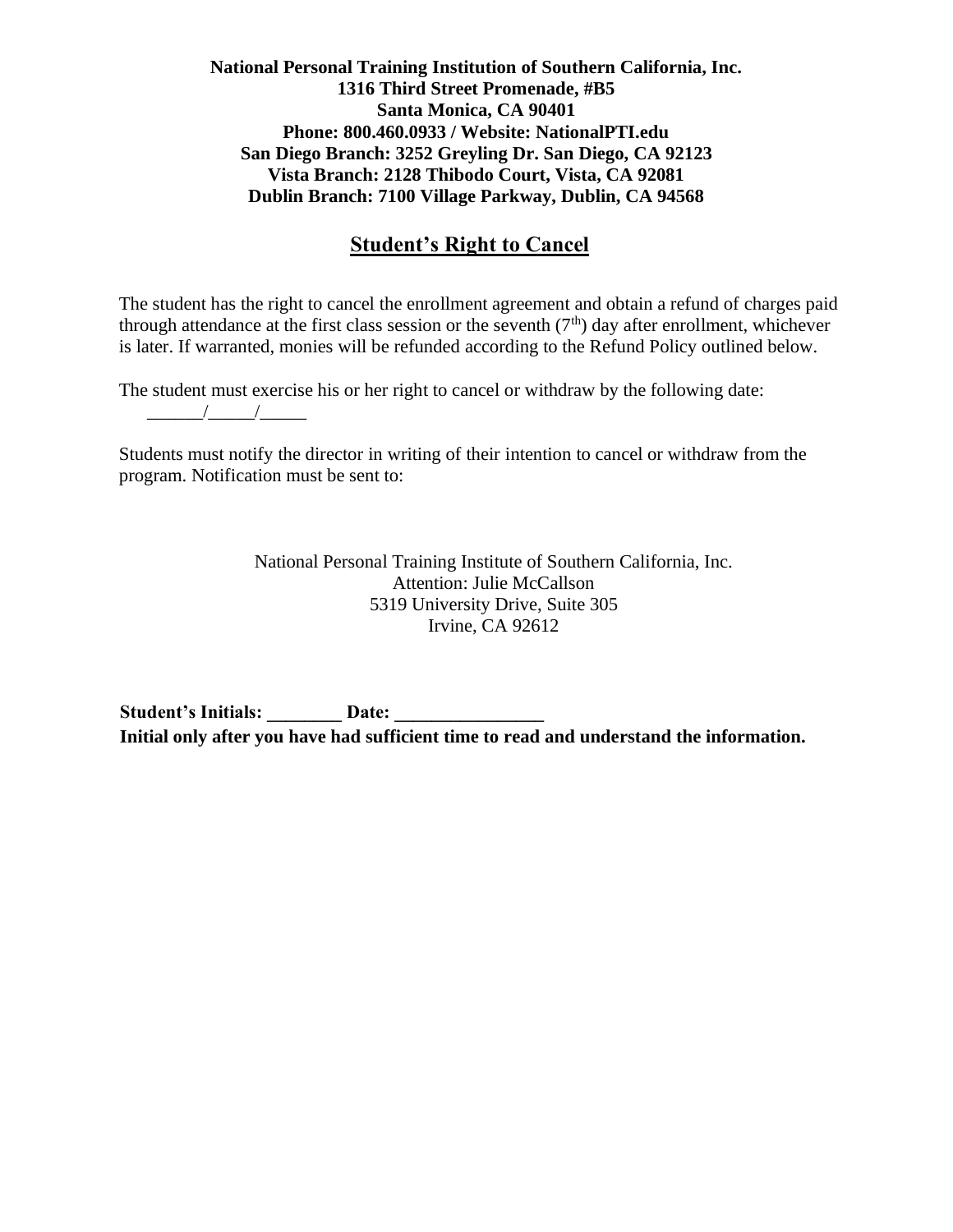**National Personal Training Institution of Southern California, Inc.**
**1316 Third Street Promenade, #B5**
**Santa Monica, CA 90401**
**Phone: 800.460.0933 / Website: NationalPTI.edu**
**San Diego Branch: 3252 Greyling Dr. San Diego, CA 92123**
**Vista Branch: 2128 Thibodo Court, Vista, CA 92081**
**Dublin Branch: 7100 Village Parkway, Dublin, CA 94568**

## Student's Right to Cancel

The student has the right to cancel the enrollment agreement and obtain a refund of charges paid through attendance at the first class session or the seventh (7th) day after enrollment, whichever is later. If warranted, monies will be refunded according to the Refund Policy outlined below.

The student must exercise his or her right to cancel or withdraw by the following date: ______/_____/_____

Students must notify the director in writing of their intention to cancel or withdraw from the program. Notification must be sent to:

National Personal Training Institute of Southern California, Inc.
Attention: Julie McCallson
5319 University Drive, Suite 305
Irvine, CA 92612

**Student's Initials: ________ Date: _______________**
**Initial only after you have had sufficient time to read and understand the information.**